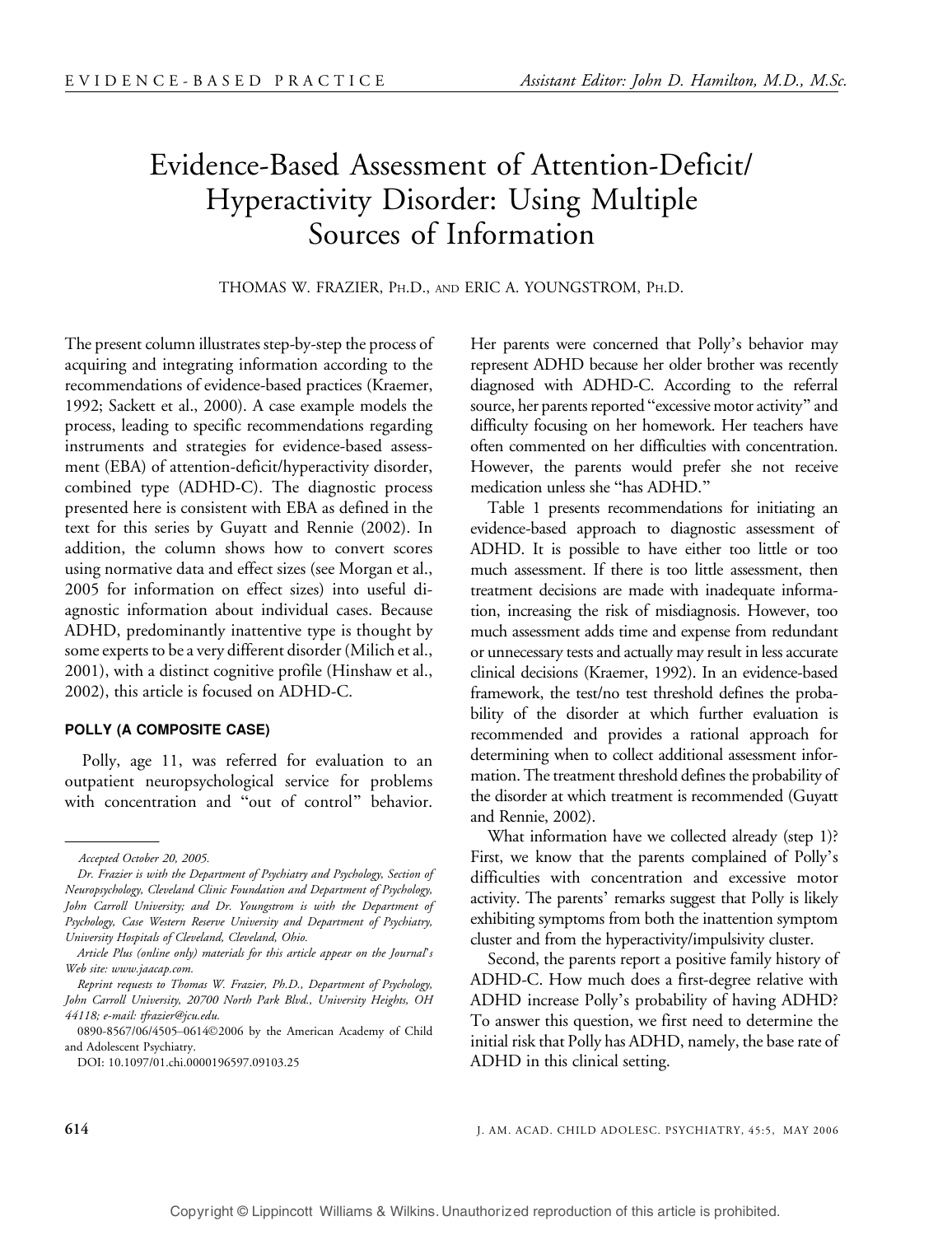# Evidence-Based Assessment of Attention-Deficit/Hyperactivity Disorder: Using Multiple Sources of Information

THOMAS W. FRAZIER, PH.D., AND ERIC A. YOUNGSTROM, PH.D.

The present column illustrates step-by-step the process of acquiring and integrating information according to the recommendations of evidence-based practices (Kraemer, 1992; Sackett et al., 2000). A case example models the process, leading to specific recommendations regarding instruments and strategies for evidence-based assessment (EBA) of attention-deficit/hyperactivity disorder, combined type (ADHD-C). The diagnostic process presented here is consistent with EBA as defined in the text for this series by Guyatt and Rennie (2002). In addition, the column shows how to convert scores using normative data and effect sizes (see Morgan et al., 2005 for information on effect sizes) into useful diagnostic information about individual cases. Because ADHD, predominantly inattentive type is thought by some experts to be a very different disorder (Milich et al., 2001), with a distinct cognitive profile (Hinshaw et al., 2002), this article is focused on ADHD-C.

## POLLY (A COMPOSITE CASE)

Polly, age 11, was referred for evaluation to an outpatient neuropsychological service for problems with concentration and "out of control" behavior. Her parents were concerned that Polly's behavior may represent ADHD because her older brother was recently diagnosed with ADHD-C. According to the referral source, her parents reported "excessive motor activity" and difficulty focusing on her homework. Her teachers have often commented on her difficulties with concentration. However, the parents would prefer she not receive medication unless she "has ADHD."

Table 1 presents recommendations for initiating an evidence-based approach to diagnostic assessment of ADHD. It is possible to have either too little or too much assessment. If there is too little assessment, then treatment decisions are made with inadequate information, increasing the risk of misdiagnosis. However, too much assessment adds time and expense from redundant or unnecessary tests and actually may result in less accurate clinical decisions (Kraemer, 1992). In an evidence-based framework, the test/no test threshold defines the probability of the disorder at which further evaluation is recommended and provides a rational approach for determining when to collect additional assessment information. The treatment threshold defines the probability of the disorder at which treatment is recommended (Guyatt and Rennie, 2002).

What information have we collected already (step 1)? First, we know that the parents complained of Polly's difficulties with concentration and excessive motor activity. The parents' remarks suggest that Polly is likely exhibiting symptoms from both the inattention symptom cluster and from the hyperactivity/impulsivity cluster.

Second, the parents report a positive family history of ADHD-C. How much does a first-degree relative with ADHD increase Polly's probability of having ADHD? To answer this question, we first need to determine the initial risk that Polly has ADHD, namely, the base rate of ADHD in this clinical setting.

---

*Accepted October 20, 2005.*

*Dr. Frazier is with the Department of Psychiatry and Psychology, Section of Neuropsychology, Cleveland Clinic Foundation and Department of Psychology, John Carroll University; and Dr. Youngstrom is with the Department of Psychology, Case Western Reserve University and Department of Psychiatry, University Hospitals of Cleveland, Cleveland, Ohio.*

*Article Plus (online only) materials for this article appear on the Journal's Web site: www.jaacap.com.*

*Reprint requests to Thomas W. Frazier, Ph.D., Department of Psychology, John Carroll University, 20700 North Park Blvd., University Heights, OH 44118; e-mail: tfrazier@jcu.edu.*

0890-8567/06/4505–0614©2006 by the American Academy of Child and Adolescent Psychiatry.

DOI: 10.1097/01.chi.0000196597.09103.25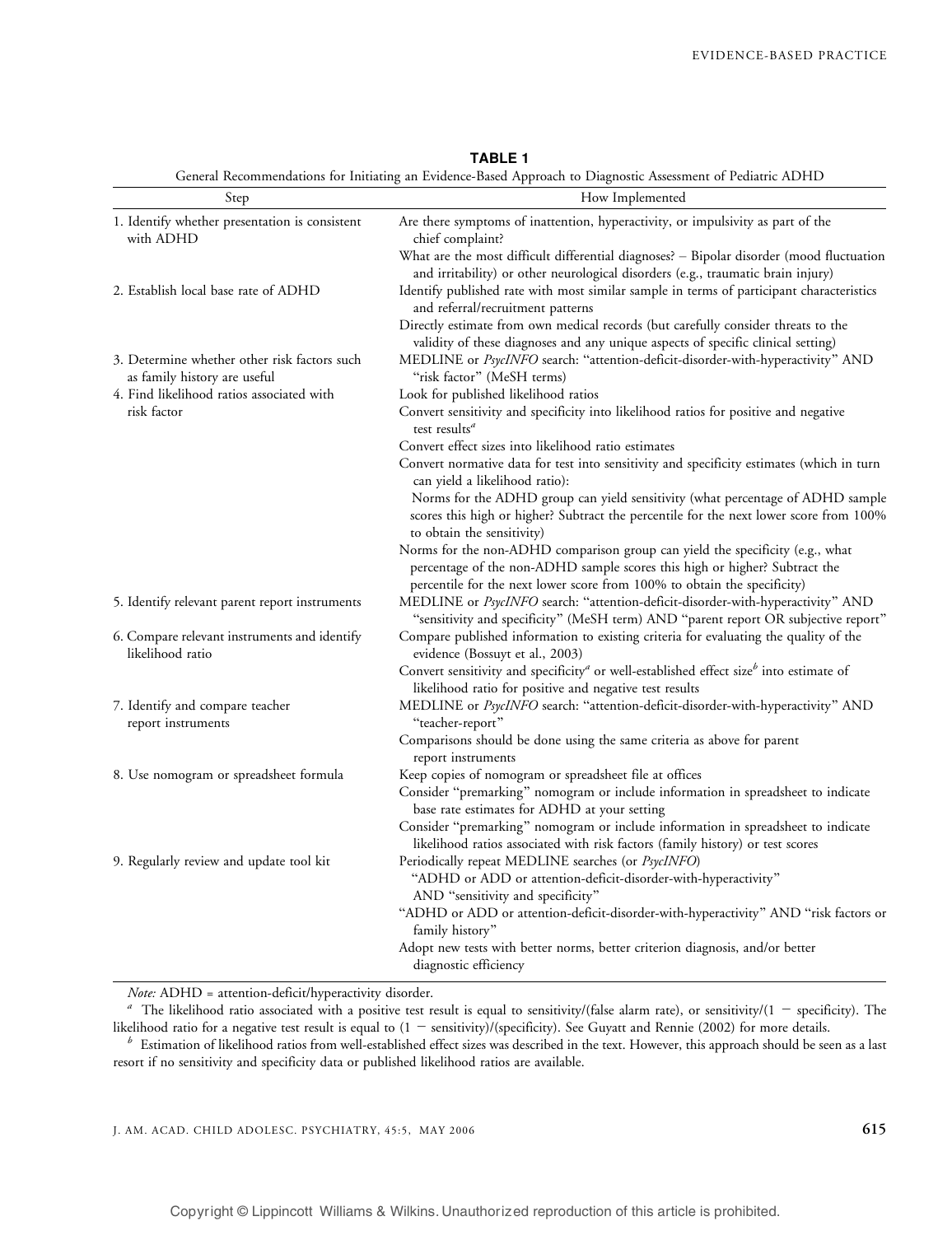**TABLE 1**

General Recommendations for Initiating an Evidence-Based Approach to Diagnostic Assessment of Pediatric ADHD

| Step | How Implemented |
|---|---|
| 1. Identify whether presentation is consistent with ADHD | Are there symptoms of inattention, hyperactivity, or impulsivity as part of the chief complaint?<br>What are the most difficult differential diagnoses? – Bipolar disorder (mood fluctuation and irritability) or other neurological disorders (e.g., traumatic brain injury) |
| 2. Establish local base rate of ADHD | Identify published rate with most similar sample in terms of participant characteristics and referral/recruitment patterns<br>Directly estimate from own medical records (but carefully consider threats to the validity of these diagnoses and any unique aspects of specific clinical setting) |
| 3. Determine whether other risk factors such as family history are useful | MEDLINE or *PsycINFO* search: "attention-deficit-disorder-with-hyperactivity" AND "risk factor" (MeSH terms) |
| 4. Find likelihood ratios associated with risk factor | Look for published likelihood ratios<br>Convert sensitivity and specificity into likelihood ratios for positive and negative test results[a]<br>Convert effect sizes into likelihood ratio estimates<br>Convert normative data for test into sensitivity and specificity estimates (which in turn can yield a likelihood ratio):<br>Norms for the ADHD group can yield sensitivity (what percentage of ADHD sample scores this high or higher? Subtract the percentile for the next lower score from 100% to obtain the sensitivity)<br>Norms for the non-ADHD comparison group can yield the specificity (e.g., what percentage of the non-ADHD sample scores this high or higher? Subtract the percentile for the next lower score from 100% to obtain the specificity) |
| 5. Identify relevant parent report instruments | MEDLINE or *PsycINFO* search: "attention-deficit-disorder-with-hyperactivity" AND "sensitivity and specificity" (MeSH term) AND "parent report OR subjective report" |
| 6. Compare relevant instruments and identify likelihood ratio | Compare published information to existing criteria for evaluating the quality of the evidence (Bossuyt et al., 2003)<br>Convert sensitivity and specificity[a] or well-established effect size[b] into estimate of likelihood ratio for positive and negative test results |
| 7. Identify and compare teacher report instruments | MEDLINE or *PsycINFO* search: "attention-deficit-disorder-with-hyperactivity" AND "teacher-report"<br>Comparisons should be done using the same criteria as above for parent report instruments |
| 8. Use nomogram or spreadsheet formula | Keep copies of nomogram or spreadsheet file at offices<br>Consider "premarking" nomogram or include information in spreadsheet to indicate base rate estimates for ADHD at your setting<br>Consider "premarking" nomogram or include information in spreadsheet to indicate likelihood ratios associated with risk factors (family history) or test scores |
| 9. Regularly review and update tool kit | Periodically repeat MEDLINE searches (or *PsycINFO*)<br>"ADHD or ADD or attention-deficit-disorder-with-hyperactivity" AND "sensitivity and specificity"<br>"ADHD or ADD or attention-deficit-disorder-with-hyperactivity" AND "risk factors or family history"<br>Adopt new tests with better norms, better criterion diagnosis, and/or better diagnostic efficiency |

*Note:* ADHD = attention-deficit/hyperactivity disorder.

[a] The likelihood ratio associated with a positive test result is equal to sensitivity/(false alarm rate), or sensitivity/($1 -$ specificity). The likelihood ratio for a negative test result is equal to ($1 -$ sensitivity)/(specificity). See Guyatt and Rennie (2002) for more details.

[b] Estimation of likelihood ratios from well-established effect sizes was described in the text. However, this approach should be seen as a last resort if no sensitivity and specificity data or published likelihood ratios are available.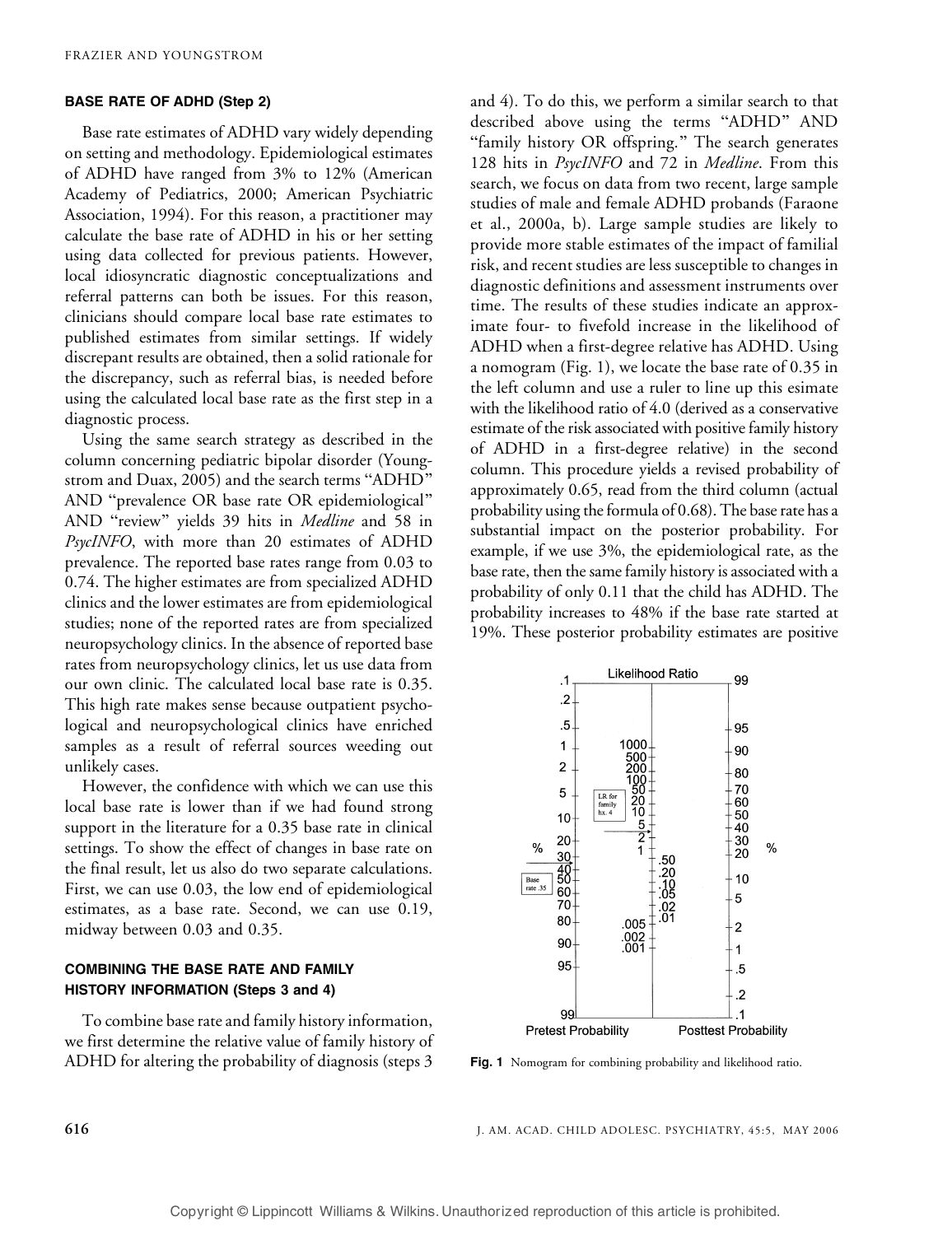### BASE RATE OF ADHD (Step 2)

Base rate estimates of ADHD vary widely depending on setting and methodology. Epidemiological estimates of ADHD have ranged from 3% to 12% (American Academy of Pediatrics, 2000; American Psychiatric Association, 1994). For this reason, a practitioner may calculate the base rate of ADHD in his or her setting using data collected for previous patients. However, local idiosyncratic diagnostic conceptualizations and referral patterns can both be issues. For this reason, clinicians should compare local base rate estimates to published estimates from similar settings. If widely discrepant results are obtained, then a solid rationale for the discrepancy, such as referral bias, is needed before using the calculated local base rate as the first step in a diagnostic process.

Using the same search strategy as described in the column concerning pediatric bipolar disorder (Youngstrom and Duax, 2005) and the search terms "ADHD" AND "prevalence OR base rate OR epidemiological" AND "review" yields 39 hits in *Medline* and 58 in *PsycINFO*, with more than 20 estimates of ADHD prevalence. The reported base rates range from 0.03 to 0.74. The higher estimates are from specialized ADHD clinics and the lower estimates are from epidemiological studies; none of the reported rates are from specialized neuropsychology clinics. In the absence of reported base rates from neuropsychology clinics, let us use data from our own clinic. The calculated local base rate is 0.35. This high rate makes sense because outpatient psychological and neuropsychological clinics have enriched samples as a result of referral sources weeding out unlikely cases.

However, the confidence with which we can use this local base rate is lower than if we had found strong support in the literature for a 0.35 base rate in clinical settings. To show the effect of changes in base rate on the final result, let us also do two separate calculations. First, we can use 0.03, the low end of epidemiological estimates, as a base rate. Second, we can use 0.19, midway between 0.03 and 0.35.

### COMBINING THE BASE RATE AND FAMILY HISTORY INFORMATION (Steps 3 and 4)

To combine base rate and family history information, we first determine the relative value of family history of ADHD for altering the probability of diagnosis (steps 3 and 4). To do this, we perform a similar search to that described above using the terms "ADHD" AND "family history OR offspring." The search generates 128 hits in *PsycINFO* and 72 in *Medline*. From this search, we focus on data from two recent, large sample studies of male and female ADHD probands (Faraone et al., 2000a, b). Large sample studies are likely to provide more stable estimates of the impact of familial risk, and recent studies are less susceptible to changes in diagnostic definitions and assessment instruments over time. The results of these studies indicate an approximate four- to fivefold increase in the likelihood of ADHD when a first-degree relative has ADHD. Using a nomogram (Fig. 1), we locate the base rate of 0.35 in the left column and use a ruler to line up this esimate with the likelihood ratio of 4.0 (derived as a conservative estimate of the risk associated with positive family history of ADHD in a first-degree relative) in the second column. This procedure yields a revised probability of approximately 0.65, read from the third column (actual probability using the formula of 0.68). The base rate has a substantial impact on the posterior probability. For example, if we use 3%, the epidemiological rate, as the base rate, then the same family history is associated with a probability of only 0.11 that the child has ADHD. The probability increases to 48% if the base rate started at 19%. These posterior probability estimates are positive

**Fig. 1** Nomogram for combining probability and likelihood ratio.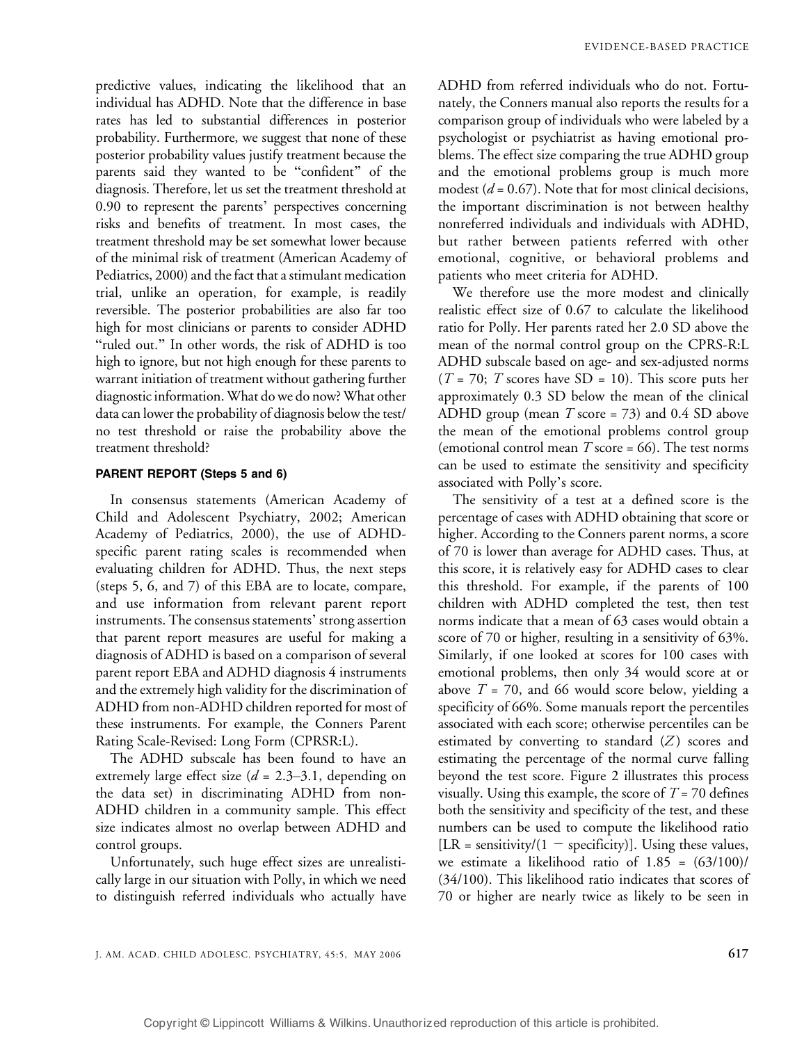predictive values, indicating the likelihood that an individual has ADHD. Note that the difference in base rates has led to substantial differences in posterior probability. Furthermore, we suggest that none of these posterior probability values justify treatment because the parents said they wanted to be "confident" of the diagnosis. Therefore, let us set the treatment threshold at 0.90 to represent the parents' perspectives concerning risks and benefits of treatment. In most cases, the treatment threshold may be set somewhat lower because of the minimal risk of treatment (American Academy of Pediatrics, 2000) and the fact that a stimulant medication trial, unlike an operation, for example, is readily reversible. The posterior probabilities are also far too high for most clinicians or parents to consider ADHD "ruled out." In other words, the risk of ADHD is too high to ignore, but not high enough for these parents to warrant initiation of treatment without gathering further diagnostic information. What do we do now? What other data can lower the probability of diagnosis below the test/no test threshold or raise the probability above the treatment threshold?

### PARENT REPORT (Steps 5 and 6)

In consensus statements (American Academy of Child and Adolescent Psychiatry, 2002; American Academy of Pediatrics, 2000), the use of ADHD-specific parent rating scales is recommended when evaluating children for ADHD. Thus, the next steps (steps 5, 6, and 7) of this EBA are to locate, compare, and use information from relevant parent report instruments. The consensus statements' strong assertion that parent report measures are useful for making a diagnosis of ADHD is based on a comparison of several parent report EBA and ADHD diagnosis 4 instruments and the extremely high validity for the discrimination of ADHD from non-ADHD children reported for most of these instruments. For example, the Conners Parent Rating Scale-Revised: Long Form (CPRSR:L).

The ADHD subscale has been found to have an extremely large effect size ($d$ = 2.3–3.1, depending on the data set) in discriminating ADHD from non-ADHD children in a community sample. This effect size indicates almost no overlap between ADHD and control groups.

Unfortunately, such huge effect sizes are unrealistically large in our situation with Polly, in which we need to distinguish referred individuals who actually have ADHD from referred individuals who do not. Fortunately, the Conners manual also reports the results for a comparison group of individuals who were labeled by a psychologist or psychiatrist as having emotional problems. The effect size comparing the true ADHD group and the emotional problems group is much more modest ($d$ = 0.67). Note that for most clinical decisions, the important discrimination is not between healthy nonreferred individuals and individuals with ADHD, but rather between patients referred with other emotional, cognitive, or behavioral problems and patients who meet criteria for ADHD.

We therefore use the more modest and clinically realistic effect size of 0.67 to calculate the likelihood ratio for Polly. Her parents rated her 2.0 SD above the mean of the normal control group on the CPRS-R:L ADHD subscale based on age- and sex-adjusted norms ($T$ = 70; $T$ scores have SD = 10). This score puts her approximately 0.3 SD below the mean of the clinical ADHD group (mean $T$ score = 73) and 0.4 SD above the mean of the emotional problems control group (emotional control mean $T$ score = 66). The test norms can be used to estimate the sensitivity and specificity associated with Polly's score.

The sensitivity of a test at a defined score is the percentage of cases with ADHD obtaining that score or higher. According to the Conners parent norms, a score of 70 is lower than average for ADHD cases. Thus, at this score, it is relatively easy for ADHD cases to clear this threshold. For example, if the parents of 100 children with ADHD completed the test, then test norms indicate that a mean of 63 cases would obtain a score of 70 or higher, resulting in a sensitivity of 63%. Similarly, if one looked at scores for 100 cases with emotional problems, then only 34 would score at or above $T$ = 70, and 66 would score below, yielding a specificity of 66%. Some manuals report the percentiles associated with each score; otherwise percentiles can be estimated by converting to standard ($Z$) scores and estimating the percentage of the normal curve falling beyond the test score. Figure 2 illustrates this process visually. Using this example, the score of $T$ = 70 defines both the sensitivity and specificity of the test, and these numbers can be used to compute the likelihood ratio [LR = sensitivity/(1 − specificity)]. Using these values, we estimate a likelihood ratio of $1.85 = (63/100)/(34/100)$. This likelihood ratio indicates that scores of 70 or higher are nearly twice as likely to be seen in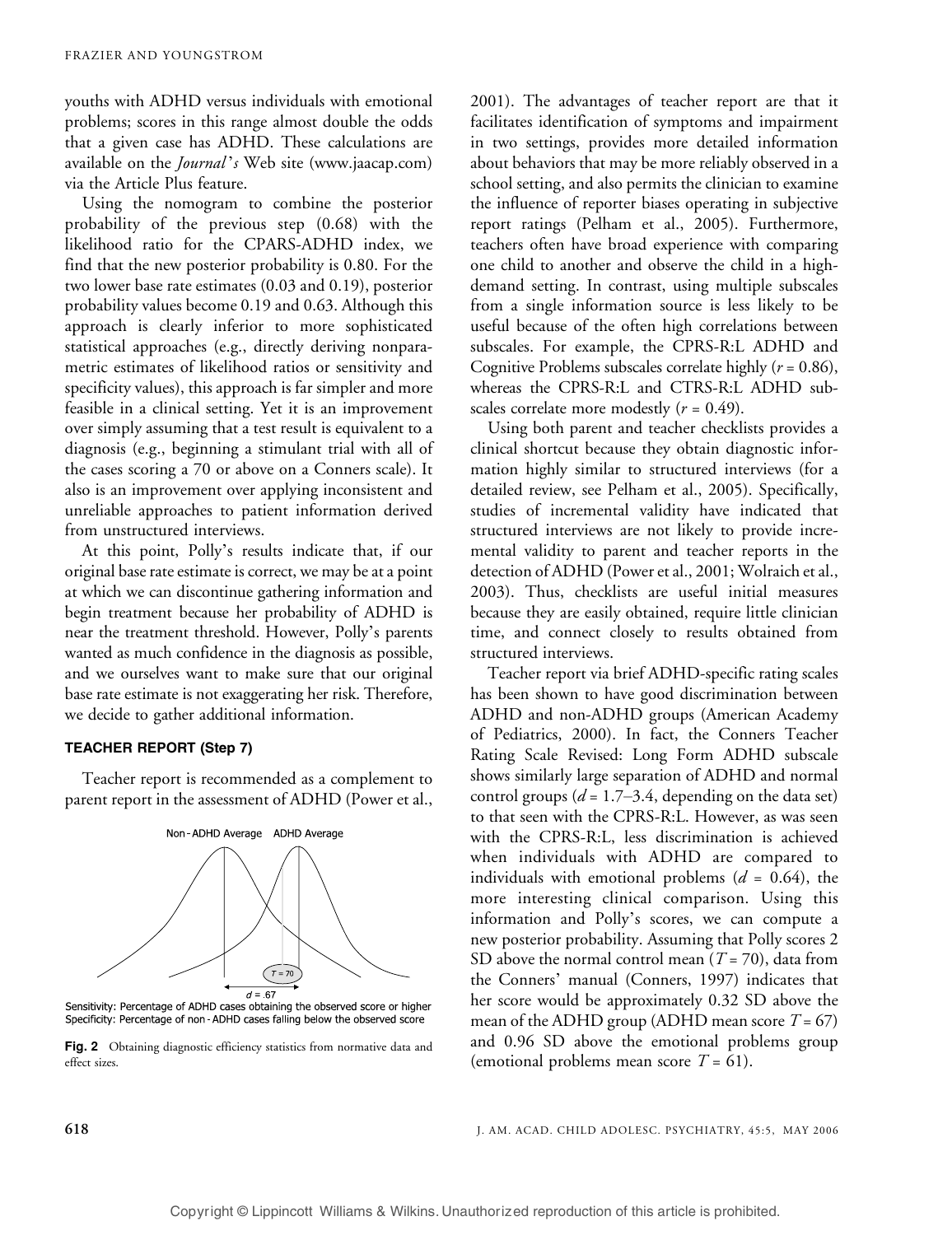youths with ADHD versus individuals with emotional problems; scores in this range almost double the odds that a given case has ADHD. These calculations are available on the *Journal's* Web site (www.jaacap.com) via the Article Plus feature.

Using the nomogram to combine the posterior probability of the previous step (0.68) with the likelihood ratio for the CPARS-ADHD index, we find that the new posterior probability is 0.80. For the two lower base rate estimates (0.03 and 0.19), posterior probability values become 0.19 and 0.63. Although this approach is clearly inferior to more sophisticated statistical approaches (e.g., directly deriving nonparametric estimates of likelihood ratios or sensitivity and specificity values), this approach is far simpler and more feasible in a clinical setting. Yet it is an improvement over simply assuming that a test result is equivalent to a diagnosis (e.g., beginning a stimulant trial with all of the cases scoring a 70 or above on a Conners scale). It also is an improvement over applying inconsistent and unreliable approaches to patient information derived from unstructured interviews.

At this point, Polly's results indicate that, if our original base rate estimate is correct, we may be at a point at which we can discontinue gathering information and begin treatment because her probability of ADHD is near the treatment threshold. However, Polly's parents wanted as much confidence in the diagnosis as possible, and we ourselves want to make sure that our original base rate estimate is not exaggerating her risk. Therefore, we decide to gather additional information.

### TEACHER REPORT (Step 7)

Teacher report is recommended as a complement to parent report in the assessment of ADHD (Power et al., 2001). The advantages of teacher report are that it facilitates identification of symptoms and impairment in two settings, provides more detailed information about behaviors that may be more reliably observed in a school setting, and also permits the clinician to examine the influence of reporter biases operating in subjective report ratings (Pelham et al., 2005). Furthermore, teachers often have broad experience with comparing one child to another and observe the child in a high-demand setting. In contrast, using multiple subscales from a single information source is less likely to be useful because of the often high correlations between subscales. For example, the CPRS-R:L ADHD and Cognitive Problems subscales correlate highly ($r = 0.86$), whereas the CPRS-R:L and CTRS-R:L ADHD subscales correlate more modestly ($r = 0.49$).

Using both parent and teacher checklists provides a clinical shortcut because they obtain diagnostic information highly similar to structured interviews (for a detailed review, see Pelham et al., 2005). Specifically, studies of incremental validity have indicated that structured interviews are not likely to provide incremental validity to parent and teacher reports in the detection of ADHD (Power et al., 2001; Wolraich et al., 2003). Thus, checklists are useful initial measures because they are easily obtained, require little clinician time, and connect closely to results obtained from structured interviews.

Teacher report via brief ADHD-specific rating scales has been shown to have good discrimination between ADHD and non-ADHD groups (American Academy of Pediatrics, 2000). In fact, the Conners Teacher Rating Scale Revised: Long Form ADHD subscale shows similarly large separation of ADHD and normal control groups ($d = 1.7$–$3.4$, depending on the data set) to that seen with the CPRS-R:L. However, as was seen with the CPRS-R:L, less discrimination is achieved when individuals with ADHD are compared to individuals with emotional problems ($d = 0.64$), the more interesting clinical comparison. Using this information and Polly's scores, we can compute a new posterior probability. Assuming that Polly scores 2 SD above the normal control mean ($T = 70$), data from the Conners' manual (Conners, 1997) indicates that her score would be approximately 0.32 SD above the mean of the ADHD group (ADHD mean score $T = 67$) and 0.96 SD above the emotional problems group (emotional problems mean score $T = 61$).

Non-ADHD Average ADHD Average

$T = 70$

$d = .67$

Sensitivity: Percentage of ADHD cases obtaining the observed score or higher
Specificity: Percentage of non-ADHD cases falling below the observed score

**Fig. 2** Obtaining diagnostic efficiency statistics from normative data and effect sizes.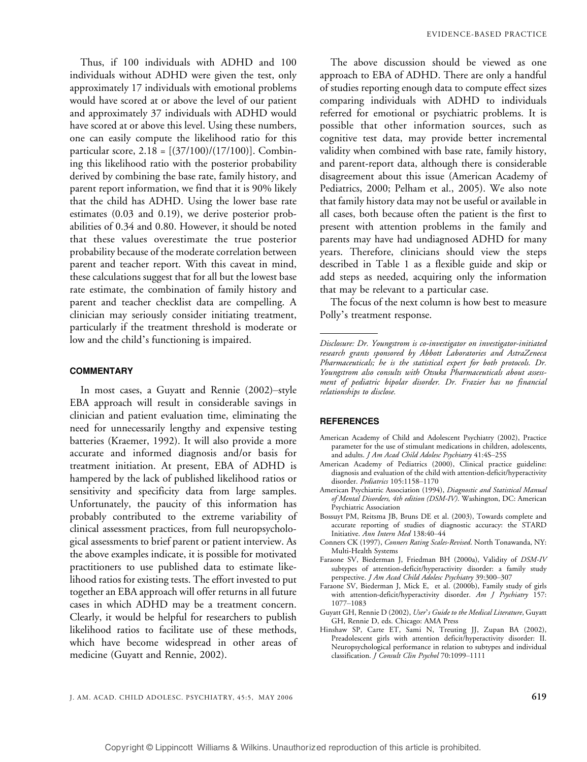Thus, if 100 individuals with ADHD and 100 individuals without ADHD were given the test, only approximately 17 individuals with emotional problems would have scored at or above the level of our patient and approximately 37 individuals with ADHD would have scored at or above this level. Using these numbers, one can easily compute the likelihood ratio for this particular score, 2.18 = [(37/100)/(17/100)]. Combining this likelihood ratio with the posterior probability derived by combining the base rate, family history, and parent report information, we find that it is 90% likely that the child has ADHD. Using the lower base rate estimates (0.03 and 0.19), we derive posterior probabilities of 0.34 and 0.80. However, it should be noted that these values overestimate the true posterior probability because of the moderate correlation between parent and teacher report. With this caveat in mind, these calculations suggest that for all but the lowest base rate estimate, the combination of family history and parent and teacher checklist data are compelling. A clinician may seriously consider initiating treatment, particularly if the treatment threshold is moderate or low and the child's functioning is impaired.

### COMMENTARY

In most cases, a Guyatt and Rennie (2002)–style EBA approach will result in considerable savings in clinician and patient evaluation time, eliminating the need for unnecessarily lengthy and expensive testing batteries (Kraemer, 1992). It will also provide a more accurate and informed diagnosis and/or basis for treatment initiation. At present, EBA of ADHD is hampered by the lack of published likelihood ratios or sensitivity and specificity data from large samples. Unfortunately, the paucity of this information has probably contributed to the extreme variability of clinical assessment practices, from full neuropsychological assessments to brief parent or patient interview. As the above examples indicate, it is possible for motivated practitioners to use published data to estimate likelihood ratios for existing tests. The effort invested to put together an EBA approach will offer returns in all future cases in which ADHD may be a treatment concern. Clearly, it would be helpful for researchers to publish likelihood ratios to facilitate use of these methods, which have become widespread in other areas of medicine (Guyatt and Rennie, 2002).

The above discussion should be viewed as one approach to EBA of ADHD. There are only a handful of studies reporting enough data to compute effect sizes comparing individuals with ADHD to individuals referred for emotional or psychiatric problems. It is possible that other information sources, such as cognitive test data, may provide better incremental validity when combined with base rate, family history, and parent-report data, although there is considerable disagreement about this issue (American Academy of Pediatrics, 2000; Pelham et al., 2005). We also note that family history data may not be useful or available in all cases, both because often the patient is the first to present with attention problems in the family and parents may have had undiagnosed ADHD for many years. Therefore, clinicians should view the steps described in Table 1 as a flexible guide and skip or add steps as needed, acquiring only the information that may be relevant to a particular case.

The focus of the next column is how best to measure Polly's treatment response.

*Disclosure: Dr. Youngstrom is co-investigator on investigator-initiated research grants sponsored by Abbott Laboratories and AstraZeneca Pharmaceuticals; he is the statistical expert for both protocols. Dr. Youngstrom also consults with Otsuka Pharmaceuticals about assessment of pediatric bipolar disorder. Dr. Frazier has no financial relationships to disclose.*

### REFERENCES

- American Academy of Child and Adolescent Psychiatry (2002), Practice parameter for the use of stimulant medications in children, adolescents, and adults. *J Am Acad Child Adolesc Psychiatry* 41:4S–25S
- American Academy of Pediatrics (2000), Clinical practice guideline: diagnosis and evaluation of the child with attention-deficit/hyperactivity disorder. *Pediatrics* 105:1158–1170
- American Psychiatric Association (1994), *Diagnostic and Statistical Manual of Mental Disorders, 4th edition (DSM-IV)*. Washington, DC: American Psychiatric Association
- Bossuyt PM, Reitsma JB, Bruns DE et al. (2003), Towards complete and accurate reporting of studies of diagnostic accuracy: the STARD Initiative. *Ann Intern Med* 138:40–44
- Conners CK (1997), *Conners Rating Scales-Revised*. North Tonawanda, NY: Multi-Health Systems
- Faraone SV, Biederman J, Friedman BH (2000a), Validity of *DSM-IV* subtypes of attention-deficit/hyperactivity disorder: a family study perspective. *J Am Acad Child Adolesc Psychiatry* 39:300–307
- Faraone SV, Biederman J, Mick E, et al. (2000b), Family study of girls with attention-deficit/hyperactivity disorder. *Am J Psychiatry* 157: 1077–1083
- Guyatt GH, Rennie D (2002), *User's Guide to the Medical Literature*, Guyatt GH, Rennie D, eds. Chicago: AMA Press
- Hinshaw SP, Carte ET, Sami N, Treuting JJ, Zupan BA (2002), Preadolescent girls with attention deficit/hyperactivity disorder: II. Neuropsychological performance in relation to subtypes and individual classification. *J Consult Clin Psychol* 70:1099–1111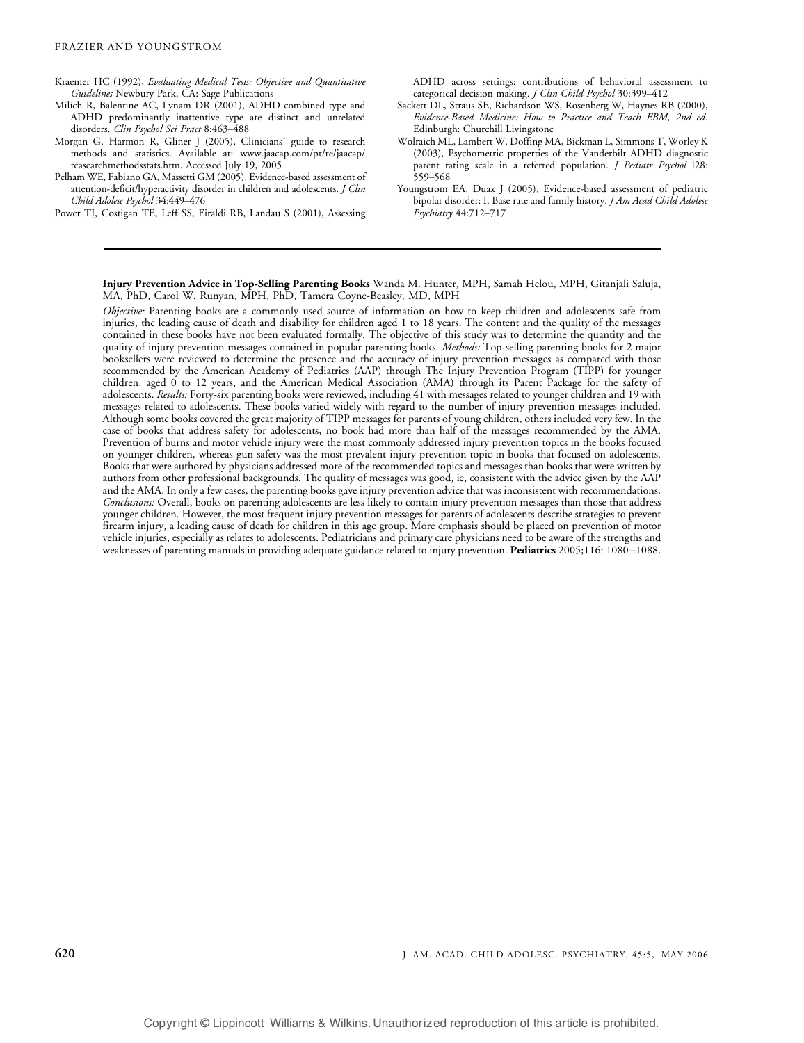Kraemer HC (1992), *Evaluating Medical Tests: Objective and Quantitative Guidelines* Newbury Park, CA: Sage Publications

Milich R, Balentine AC, Lynam DR (2001), ADHD combined type and ADHD predominantly inattentive type are distinct and unrelated disorders. *Clin Psychol Sci Pract* 8:463–488

Morgan G, Harmon R, Gliner J (2005), Clinicians' guide to research methods and statistics. Available at: www.jaacap.com/pt/re/jaacap/reasearchmethodsstats.htm. Accessed July 19, 2005

Pelham WE, Fabiano GA, Massetti GM (2005), Evidence-based assessment of attention-deficit/hyperactivity disorder in children and adolescents. *J Clin Child Adolesc Psychol* 34:449–476

Power TJ, Costigan TE, Leff SS, Eiraldi RB, Landau S (2001), Assessing ADHD across settings: contributions of behavioral assessment to categorical decision making. *J Clin Child Psychol* 30:399–412

Sackett DL, Straus SE, Richardson WS, Rosenberg W, Haynes RB (2000), *Evidence-Based Medicine: How to Practice and Teach EBM, 2nd ed.* Edinburgh: Churchill Livingstone

Wolraich ML, Lambert W, Doffing MA, Bickman L, Simmons T, Worley K (2003), Psychometric properties of the Vanderbilt ADHD diagnostic parent rating scale in a referred population. *J Pediatr Psychol* l28: 559–568

Youngstrom EA, Duax J (2005), Evidence-based assessment of pediatric bipolar disorder: I. Base rate and family history. *J Am Acad Child Adolesc Psychiatry* 44:712–717

---

**Injury Prevention Advice in Top-Selling Parenting Books** Wanda M. Hunter, MPH, Samah Helou, MPH, Gitanjali Saluja, MA, PhD, Carol W. Runyan, MPH, PhD, Tamera Coyne-Beasley, MD, MPH

*Objective:* Parenting books are a commonly used source of information on how to keep children and adolescents safe from injuries, the leading cause of death and disability for children aged 1 to 18 years. The content and the quality of the messages contained in these books have not been evaluated formally. The objective of this study was to determine the quantity and the quality of injury prevention messages contained in popular parenting books. *Methods:* Top-selling parenting books for 2 major booksellers were reviewed to determine the presence and the accuracy of injury prevention messages as compared with those recommended by the American Academy of Pediatrics (AAP) through The Injury Prevention Program (TIPP) for younger children, aged 0 to 12 years, and the American Medical Association (AMA) through its Parent Package for the safety of adolescents. *Results:* Forty-six parenting books were reviewed, including 41 with messages related to younger children and 19 with messages related to adolescents. These books varied widely with regard to the number of injury prevention messages included. Although some books covered the great majority of TIPP messages for parents of young children, others included very few. In the case of books that address safety for adolescents, no book had more than half of the messages recommended by the AMA. Prevention of burns and motor vehicle injury were the most commonly addressed injury prevention topics in the books focused on younger children, whereas gun safety was the most prevalent injury prevention topic in books that focused on adolescents. Books that were authored by physicians addressed more of the recommended topics and messages than books that were written by authors from other professional backgrounds. The quality of messages was good, ie, consistent with the advice given by the AAP and the AMA. In only a few cases, the parenting books gave injury prevention advice that was inconsistent with recommendations. *Conclusions:* Overall, books on parenting adolescents are less likely to contain injury prevention messages than those that address younger children. However, the most frequent injury prevention messages for parents of adolescents describe strategies to prevent firearm injury, a leading cause of death for children in this age group. More emphasis should be placed on prevention of motor vehicle injuries, especially as relates to adolescents. Pediatricians and primary care physicians need to be aware of the strengths and weaknesses of parenting manuals in providing adequate guidance related to injury prevention. **Pediatrics** 2005;116: 1080–1088.